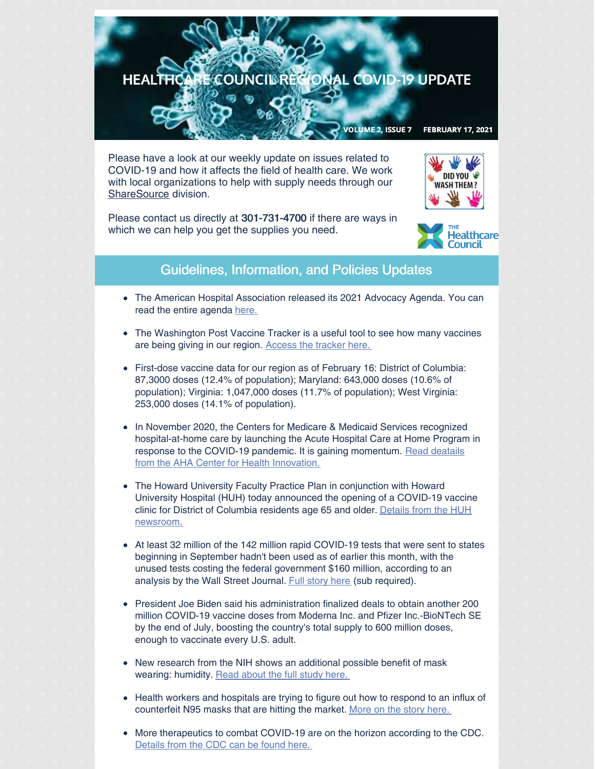# HEALTHCARE COUNCIL REGIONAL COVID-19 UPDATE

VOLUME 2, ISSUE 7 FEBRUARY 17, 2021

Please have a look at our weekly update on issues related to COVID-19 and how it affects the field of health care. We work with local organizations to help with supply needs through our ShareSource division.

Please contact us directly at **301-731-4700** if there are ways in which we can help you get the supplies you need.

## Guidelines, Information, and Policies Updates

- The American Hospital Association released its 2021 Advocacy Agenda. You can read the entire agenda here.
- The Washington Post Vaccine Tracker is a useful tool to see how many vaccines are being giving in our region. Access the tracker here.
- First-dose vaccine data for our region as of February 16: District of Columbia: 87,3000 doses (12.4% of population); Maryland: 643,000 doses (10.6% of population); Virginia: 1,047,000 doses (11.7% of population); West Virginia: 253,000 doses (14.1% of population).
- In November 2020, the Centers for Medicare & Medicaid Services recognized hospital-at-home care by launching the Acute Hospital Care at Home Program in response to the COVID-19 pandemic. It is gaining momentum. Read deatails from the AHA Center for Health Innovation.
- The Howard University Faculty Practice Plan in conjunction with Howard University Hospital (HUH) today announced the opening of a COVID-19 vaccine clinic for District of Columbia residents age 65 and older. Details from the HUH newsroom.
- At least 32 million of the 142 million rapid COVID-19 tests that were sent to states beginning in September hadn't been used as of earlier this month, with the unused tests costing the federal government $160 million, according to an analysis by the Wall Street Journal. Full story here (sub required).
- President Joe Biden said his administration finalized deals to obtain another 200 million COVID-19 vaccine doses from Moderna Inc. and Pfizer Inc.-BioNTech SE by the end of July, boosting the country's total supply to 600 million doses, enough to vaccinate every U.S. adult.
- New research from the NIH shows an additional possible benefit of mask wearing: humidity. Read about the full study here.
- Health workers and hospitals are trying to figure out how to respond to an influx of counterfeit N95 masks that are hitting the market. More on the story here.
- More therapeutics to combat COVID-19 are on the horizon according to the CDC. Details from the CDC can be found here.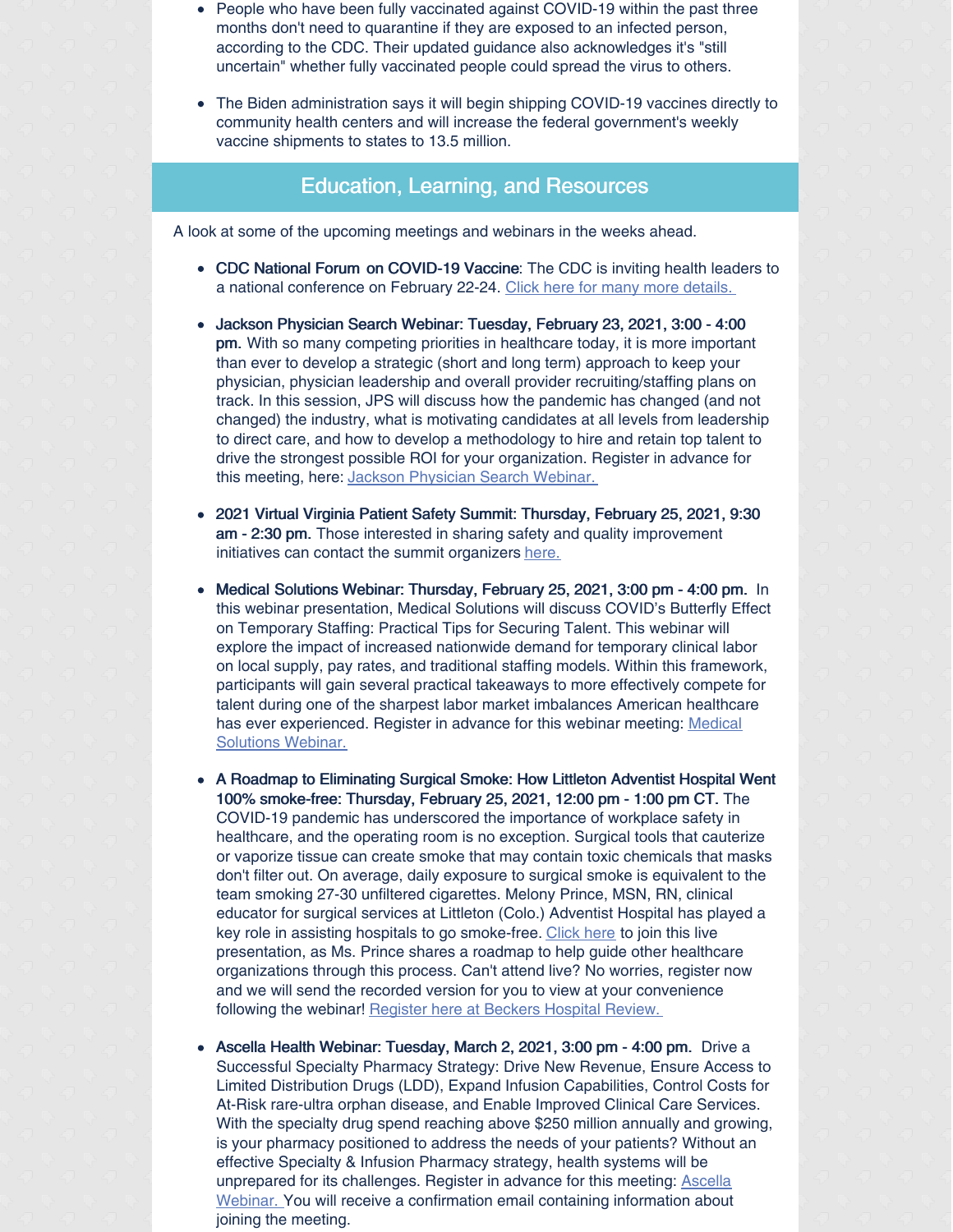- People who have been fully vaccinated against COVID-19 within the past three months don't need to quarantine if they are exposed to an infected person, according to the CDC. Their updated guidance also acknowledges it's "still uncertain" whether fully vaccinated people could spread the virus to others.

- The Biden administration says it will begin shipping COVID-19 vaccines directly to community health centers and will increase the federal government's weekly vaccine shipments to states to 13.5 million.

## Education, Learning, and Resources

A look at some of the upcoming meetings and webinars in the weeks ahead.

- **CDC National Forum on COVID-19 Vaccine**: The CDC is inviting health leaders to a national conference on February 22-24. Click here for many more details.

- **Jackson Physician Search Webinar: Tuesday, February 23, 2021, 3:00 - 4:00 pm.** With so many competing priorities in healthcare today, it is more important than ever to develop a strategic (short and long term) approach to keep your physician, physician leadership and overall provider recruiting/staffing plans on track. In this session, JPS will discuss how the pandemic has changed (and not changed) the industry, what is motivating candidates at all levels from leadership to direct care, and how to develop a methodology to hire and retain top talent to drive the strongest possible ROI for your organization. Register in advance for this meeting, here: Jackson Physician Search Webinar.

- **2021 Virtual Virginia Patient Safety Summit: Thursday, February 25, 2021, 9:30 am - 2:30 pm.** Those interested in sharing safety and quality improvement initiatives can contact the summit organizers here.

- **Medical Solutions Webinar: Thursday, February 25, 2021, 3:00 pm - 4:00 pm.** In this webinar presentation, Medical Solutions will discuss COVID's Butterfly Effect on Temporary Staffing: Practical Tips for Securing Talent. This webinar will explore the impact of increased nationwide demand for temporary clinical labor on local supply, pay rates, and traditional staffing models. Within this framework, participants will gain several practical takeaways to more effectively compete for talent during one of the sharpest labor market imbalances American healthcare has ever experienced. Register in advance for this webinar meeting: Medical Solutions Webinar.

- **A Roadmap to Eliminating Surgical Smoke: How Littleton Adventist Hospital Went 100% smoke-free: Thursday, February 25, 2021, 12:00 pm - 1:00 pm CT.** The COVID-19 pandemic has underscored the importance of workplace safety in healthcare, and the operating room is no exception. Surgical tools that cauterize or vaporize tissue can create smoke that may contain toxic chemicals that masks don't filter out. On average, daily exposure to surgical smoke is equivalent to the team smoking 27-30 unfiltered cigarettes. Melony Prince, MSN, RN, clinical educator for surgical services at Littleton (Colo.) Adventist Hospital has played a key role in assisting hospitals to go smoke-free. Click here to join this live presentation, as Ms. Prince shares a roadmap to help guide other healthcare organizations through this process. Can't attend live? No worries, register now and we will send the recorded version for you to view at your convenience following the webinar! Register here at Beckers Hospital Review.

- **Ascella Health Webinar: Tuesday, March 2, 2021, 3:00 pm - 4:00 pm.** Drive a Successful Specialty Pharmacy Strategy: Drive New Revenue, Ensure Access to Limited Distribution Drugs (LDD), Expand Infusion Capabilities, Control Costs for At-Risk rare-ultra orphan disease, and Enable Improved Clinical Care Services. With the specialty drug spend reaching above $250 million annually and growing, is your pharmacy positioned to address the needs of your patients? Without an effective Specialty & Infusion Pharmacy strategy, health systems will be unprepared for its challenges. Register in advance for this meeting: Ascella Webinar. You will receive a confirmation email containing information about joining the meeting.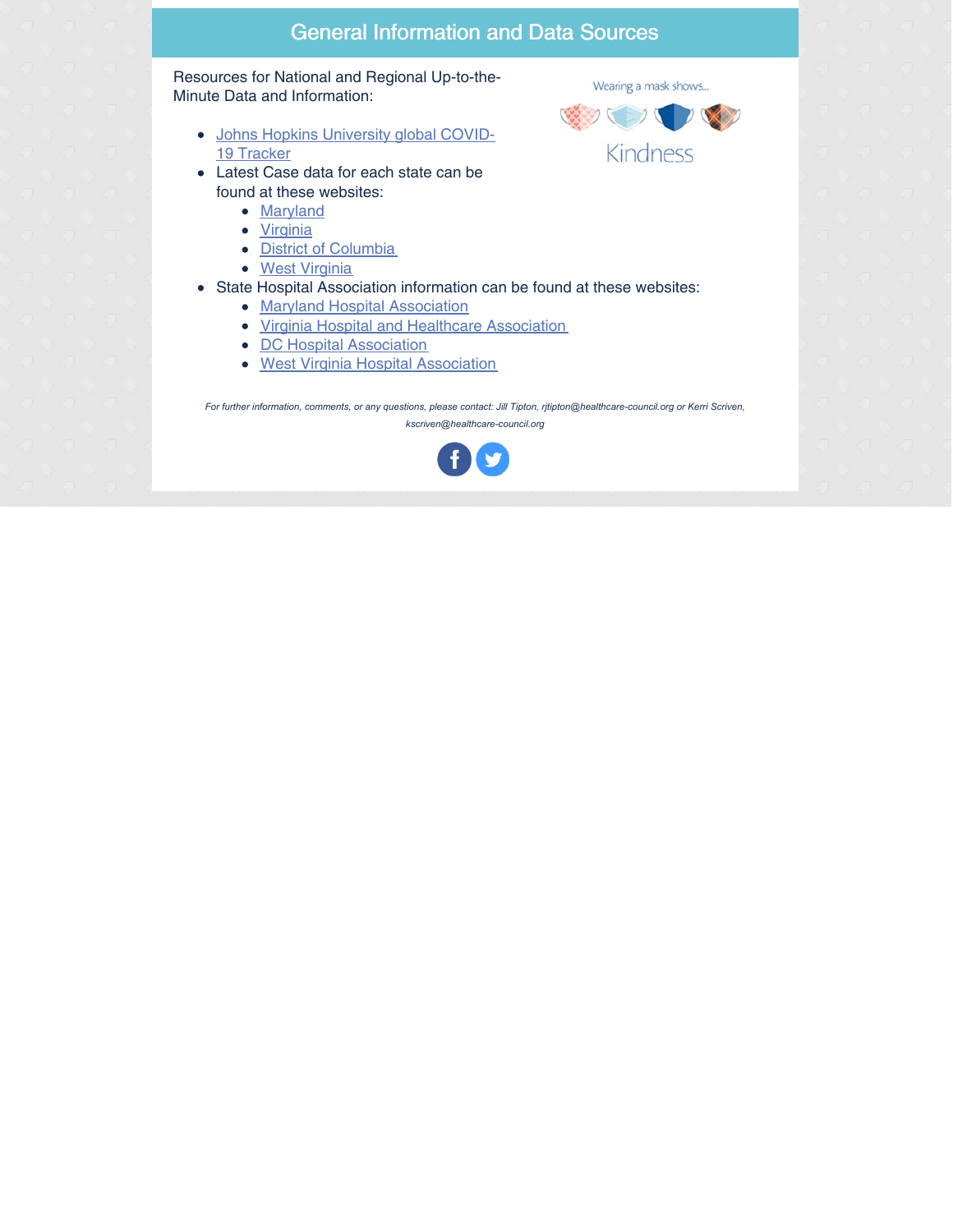## General Information and Data Sources

Resources for National and Regional Up-to-the-Minute Data and Information:

- Johns Hopkins University global COVID-19 Tracker
- Latest Case data for each state can be found at these websites:
  - Maryland
  - Virginia
  - District of Columbia
  - West Virginia
- State Hospital Association information can be found at these websites:
  - Maryland Hospital Association
  - Virginia Hospital and Healthcare Association
  - DC Hospital Association
  - West Virginia Hospital Association

Wearing a mask shows...

Kindness

*For further information, comments, or any questions, please contact: Jill Tipton, rjtipton@healthcare-council.org or Kerri Scriven, kscriven@healthcare-council.org*